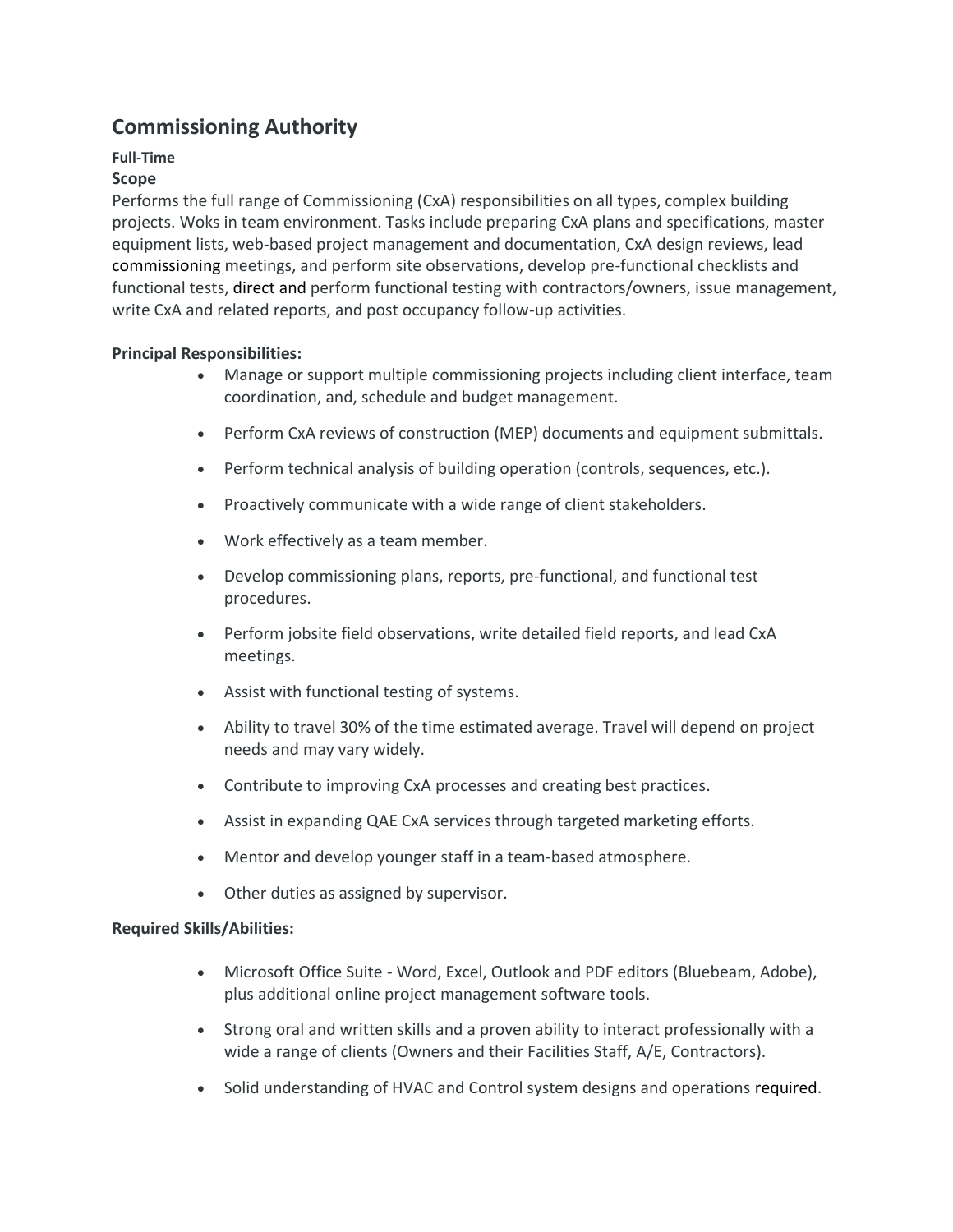# Commissioning Authority

**Full-Time**

**Scope**

Performs the full range of Commissioning (CxA) responsibilities on all types, complex building projects. Woks in team environment. Tasks include preparing CxA plans and specifications, master equipment lists, web-based project management and documentation, CxA design reviews, lead commissioning meetings, and perform site observations, develop pre-functional checklists and functional tests, direct and perform functional testing with contractors/owners, issue management, write CxA and related reports, and post occupancy follow-up activities.

**Principal Responsibilities:**

- Manage or support multiple commissioning projects including client interface, team coordination, and, schedule and budget management.
- Perform CxA reviews of construction (MEP) documents and equipment submittals.
- Perform technical analysis of building operation (controls, sequences, etc.).
- Proactively communicate with a wide range of client stakeholders.
- Work effectively as a team member.
- Develop commissioning plans, reports, pre-functional, and functional test procedures.
- Perform jobsite field observations, write detailed field reports, and lead CxA meetings.
- Assist with functional testing of systems.
- Ability to travel 30% of the time estimated average. Travel will depend on project needs and may vary widely.
- Contribute to improving CxA processes and creating best practices.
- Assist in expanding QAE CxA services through targeted marketing efforts.
- Mentor and develop younger staff in a team-based atmosphere.
- Other duties as assigned by supervisor.

**Required Skills/Abilities:**

- Microsoft Office Suite - Word, Excel, Outlook and PDF editors (Bluebeam, Adobe), plus additional online project management software tools.
- Strong oral and written skills and a proven ability to interact professionally with a wide a range of clients (Owners and their Facilities Staff, A/E, Contractors).
- Solid understanding of HVAC and Control system designs and operations required.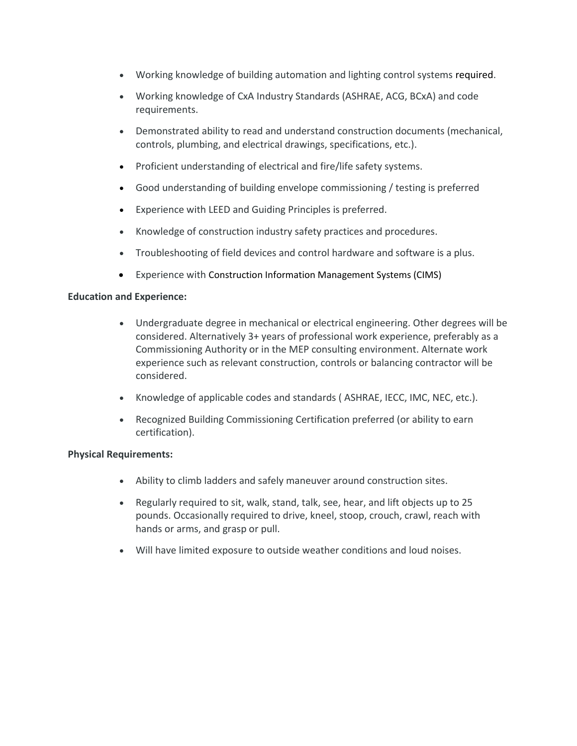- Working knowledge of building automation and lighting control systems required.
- Working knowledge of CxA Industry Standards (ASHRAE, ACG, BCxA) and code requirements.
- Demonstrated ability to read and understand construction documents (mechanical, controls, plumbing, and electrical drawings, specifications, etc.).
- Proficient understanding of electrical and fire/life safety systems.
- Good understanding of building envelope commissioning / testing is preferred
- Experience with LEED and Guiding Principles is preferred.
- Knowledge of construction industry safety practices and procedures.
- Troubleshooting of field devices and control hardware and software is a plus.
- Experience with Construction Information Management Systems (CIMS)

**Education and Experience:**

- Undergraduate degree in mechanical or electrical engineering. Other degrees will be considered. Alternatively 3+ years of professional work experience, preferably as a Commissioning Authority or in the MEP consulting environment. Alternate work experience such as relevant construction, controls or balancing contractor will be considered.
- Knowledge of applicable codes and standards ( ASHRAE, IECC, IMC, NEC, etc.).
- Recognized Building Commissioning Certification preferred (or ability to earn certification).

**Physical Requirements:**

- Ability to climb ladders and safely maneuver around construction sites.
- Regularly required to sit, walk, stand, talk, see, hear, and lift objects up to 25 pounds. Occasionally required to drive, kneel, stoop, crouch, crawl, reach with hands or arms, and grasp or pull.
- Will have limited exposure to outside weather conditions and loud noises.